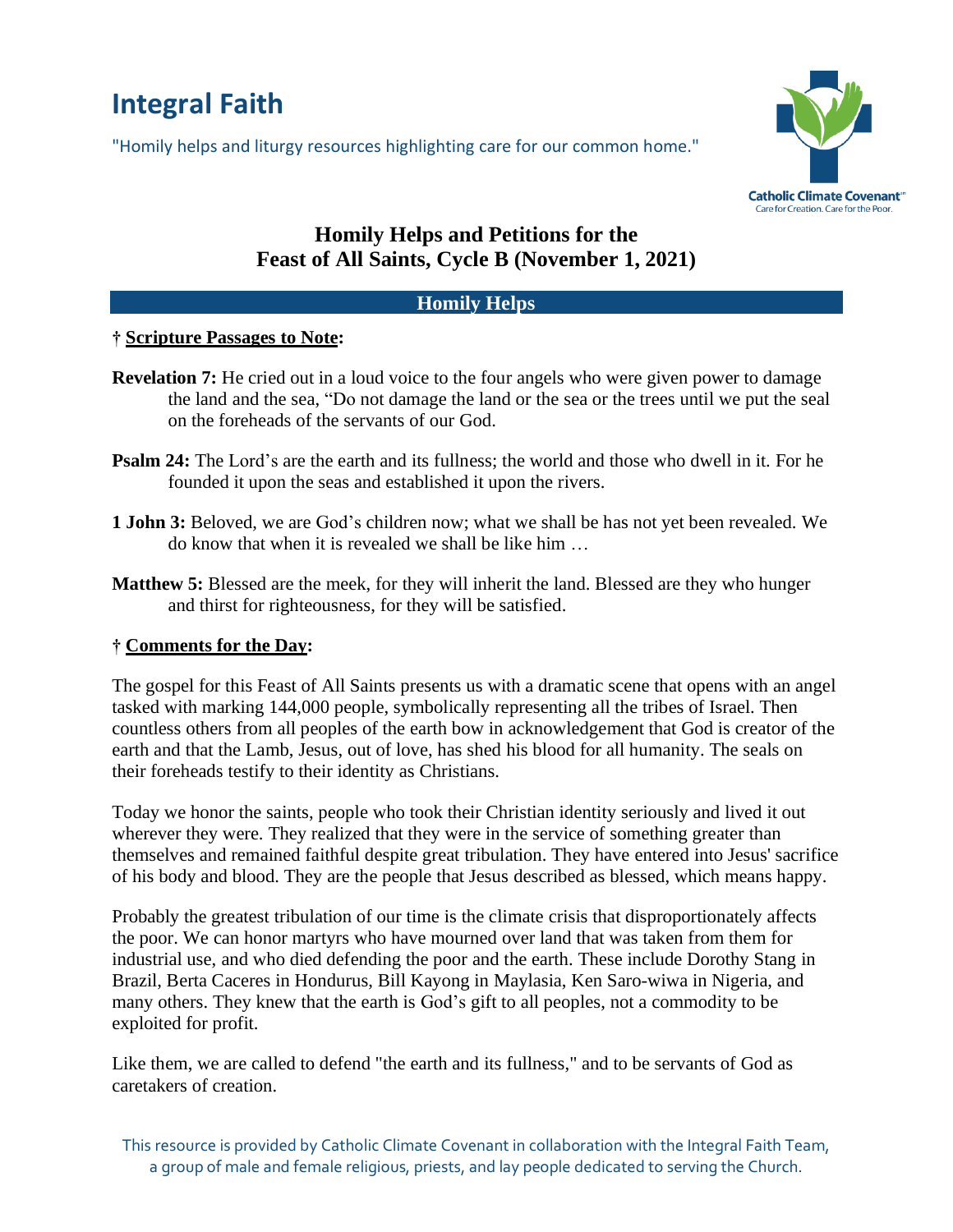# Integral Faith

"Homily helps and liturgy resources highlighting care for our common home."

Catholic Climate Covenant
Care for Creation. Care for the Poor.

## Homily Helps and Petitions for the Feast of All Saints, Cycle B (November 1, 2021)

### Homily Helps

**† Scripture Passages to Note:**

**Revelation 7:** He cried out in a loud voice to the four angels who were given power to damage the land and the sea, "Do not damage the land or the sea or the trees until we put the seal on the foreheads of the servants of our God.

**Psalm 24:** The Lord's are the earth and its fullness; the world and those who dwell in it. For he founded it upon the seas and established it upon the rivers.

**1 John 3:** Beloved, we are God's children now; what we shall be has not yet been revealed. We do know that when it is revealed we shall be like him …

**Matthew 5:** Blessed are the meek, for they will inherit the land. Blessed are they who hunger and thirst for righteousness, for they will be satisfied.

**† Comments for the Day:**

The gospel for this Feast of All Saints presents us with a dramatic scene that opens with an angel tasked with marking 144,000 people, symbolically representing all the tribes of Israel. Then countless others from all peoples of the earth bow in acknowledgement that God is creator of the earth and that the Lamb, Jesus, out of love, has shed his blood for all humanity. The seals on their foreheads testify to their identity as Christians.

Today we honor the saints, people who took their Christian identity seriously and lived it out wherever they were. They realized that they were in the service of something greater than themselves and remained faithful despite great tribulation. They have entered into Jesus' sacrifice of his body and blood. They are the people that Jesus described as blessed, which means happy.

Probably the greatest tribulation of our time is the climate crisis that disproportionately affects the poor. We can honor martyrs who have mourned over land that was taken from them for industrial use, and who died defending the poor and the earth. These include Dorothy Stang in Brazil, Berta Caceres in Hondurus, Bill Kayong in Maylasia, Ken Saro-wiwa in Nigeria, and many others. They knew that the earth is God's gift to all peoples, not a commodity to be exploited for profit.

Like them, we are called to defend "the earth and its fullness," and to be servants of God as caretakers of creation.

This resource is provided by Catholic Climate Covenant in collaboration with the Integral Faith Team, a group of male and female religious, priests, and lay people dedicated to serving the Church.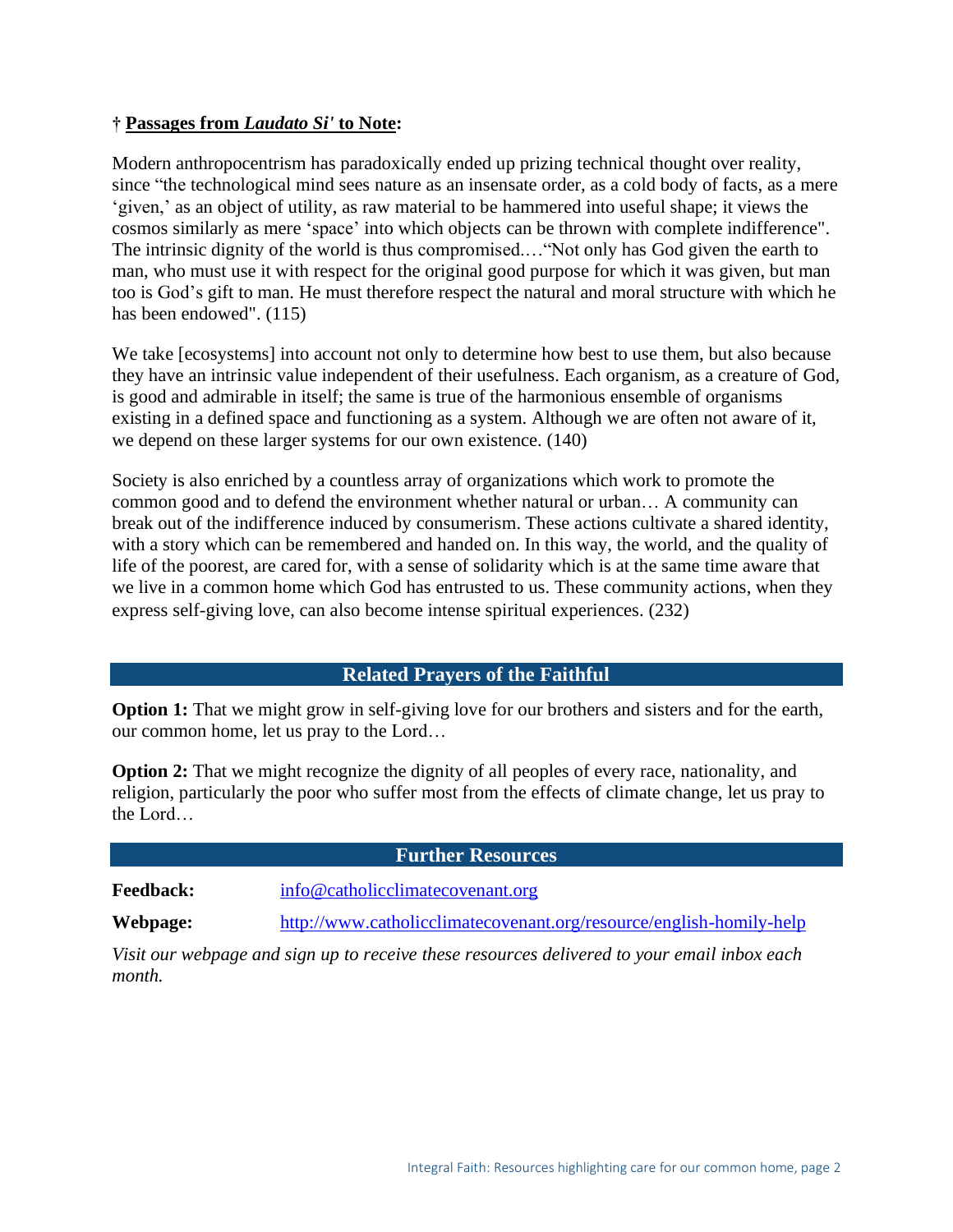**† Passages from *Laudato Si'* to Note:**

Modern anthropocentrism has paradoxically ended up prizing technical thought over reality, since "the technological mind sees nature as an insensate order, as a cold body of facts, as a mere 'given,' as an object of utility, as raw material to be hammered into useful shape; it views the cosmos similarly as mere 'space' into which objects can be thrown with complete indifference". The intrinsic dignity of the world is thus compromised.…"Not only has God given the earth to man, who must use it with respect for the original good purpose for which it was given, but man too is God's gift to man. He must therefore respect the natural and moral structure with which he has been endowed". (115)

We take [ecosystems] into account not only to determine how best to use them, but also because they have an intrinsic value independent of their usefulness. Each organism, as a creature of God, is good and admirable in itself; the same is true of the harmonious ensemble of organisms existing in a defined space and functioning as a system. Although we are often not aware of it, we depend on these larger systems for our own existence. (140)

Society is also enriched by a countless array of organizations which work to promote the common good and to defend the environment whether natural or urban… A community can break out of the indifference induced by consumerism. These actions cultivate a shared identity, with a story which can be remembered and handed on. In this way, the world, and the quality of life of the poorest, are cared for, with a sense of solidarity which is at the same time aware that we live in a common home which God has entrusted to us. These community actions, when they express self-giving love, can also become intense spiritual experiences. (232)

## Related Prayers of the Faithful

**Option 1:** That we might grow in self-giving love for our brothers and sisters and for the earth, our common home, let us pray to the Lord…

**Option 2:** That we might recognize the dignity of all peoples of every race, nationality, and religion, particularly the poor who suffer most from the effects of climate change, let us pray to the Lord…

## Further Resources

**Feedback:** info@catholicclimatecovenant.org

**Webpage:** http://www.catholicclimatecovenant.org/resource/english-homily-help

*Visit our webpage and sign up to receive these resources delivered to your email inbox each month.*